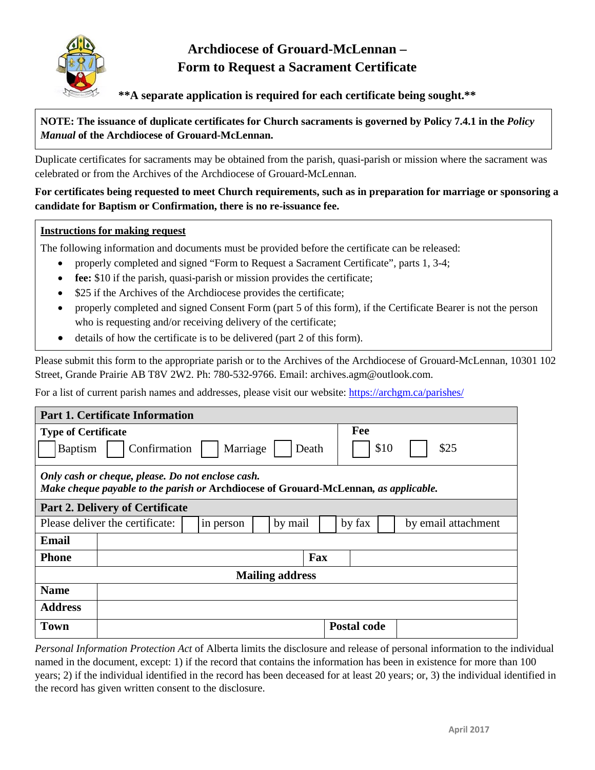# Archdiocese of Grouard-McLennan – Form to Request a Sacrament Certificate

**\*\*A separate application is required for each certificate being sought.\*\***

**NOTE: The issuance of duplicate certificates for Church sacraments is governed by Policy 7.4.1 in the *Policy Manual* of the Archdiocese of Grouard-McLennan.**

Duplicate certificates for sacraments may be obtained from the parish, quasi-parish or mission where the sacrament was celebrated or from the Archives of the Archdiocese of Grouard-McLennan.

**For certificates being requested to meet Church requirements, such as in preparation for marriage or sponsoring a candidate for Baptism or Confirmation, there is no re-issuance fee.**

**Instructions for making request**

The following information and documents must be provided before the certificate can be released:

- properly completed and signed "Form to Request a Sacrament Certificate", parts 1, 3-4;
- **fee:** $10 if the parish, quasi-parish or mission provides the certificate;
- $25 if the Archives of the Archdiocese provides the certificate;
- properly completed and signed Consent Form (part 5 of this form), if the Certificate Bearer is not the person who is requesting and/or receiving delivery of the certificate;
- details of how the certificate is to be delivered (part 2 of this form).

Please submit this form to the appropriate parish or to the Archives of the Archdiocese of Grouard-McLennan, 10301 102 Street, Grande Prairie AB T8V 2W2. Ph: 780-532-9766. Email: archives.agm@outlook.com.

For a list of current parish names and addresses, please visit our website: https://archgm.ca/parishes/

| **Part 1. Certificate Information** | |
|---|---|
| **Type of Certificate** ☐ Baptism ☐ Confirmation ☐ Marriage ☐ Death | **Fee** ☐ $10 ☐ $25 |
| ***Only cash or cheque, please. Do not enclose cash.*** ***Make cheque payable to the parish or* Archdiocese of Grouard-McLennan*, as applicable.*** | |

| **Part 2. Delivery of Certificate** | | | |
|---|---|---|---|
| Please deliver the certificate: ☐ in person ☐ by mail ☐ by fax ☐ by email attachment | | | |
| **Email** | | | |
| **Phone** | | **Fax** | |
| **Mailing address** | | | |
| **Name** | | | |
| **Address** | | | |
| **Town** | | **Postal code** | |

*Personal Information Protection Act* of Alberta limits the disclosure and release of personal information to the individual named in the document, except: 1) if the record that contains the information has been in existence for more than 100 years; 2) if the individual identified in the record has been deceased for at least 20 years; or, 3) the individual identified in the record has given written consent to the disclosure.

April 2017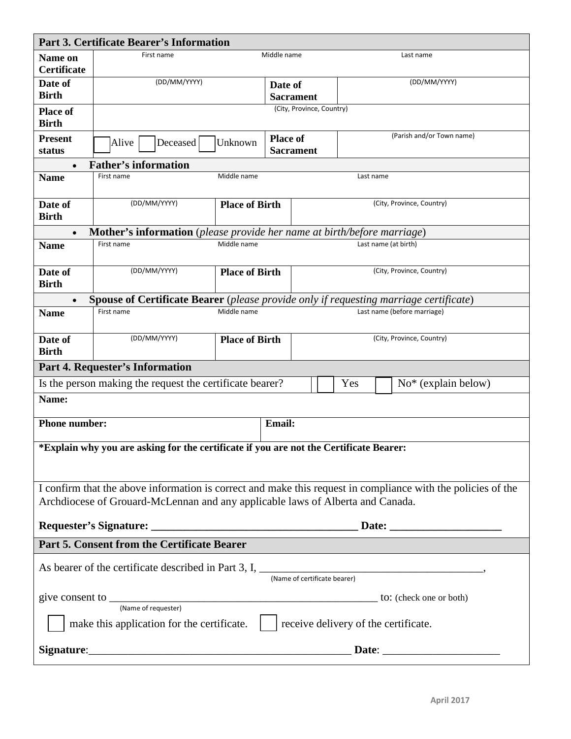## Part 3. Certificate Bearer's Information

| | | | | |
|---|---|---|---|---|
| **Name on Certificate** | First name | Middle name | | Last name |
| **Date of Birth** | (DD/MM/YYYY) | **Date of Sacrament** | | (DD/MM/YYYY) |
| **Place of Birth** | (City, Province, Country) | | | |
| **Present status** | ☐ Alive ☐ Deceased ☐ Unknown | **Place of Sacrament** | | (Parish and/or Town name) |

- **Father's information**

| | | | |
|---|---|---|---|
| **Name** | First name | Middle name | Last name |
| **Date of Birth** | (DD/MM/YYYY) | **Place of Birth** | (City, Province, Country) |

- **Mother's information** (*please provide her name at birth/before marriage*)

| | | | |
|---|---|---|---|
| **Name** | First name | Middle name | Last name (at birth) |
| **Date of Birth** | (DD/MM/YYYY) | **Place of Birth** | (City, Province, Country) |

- **Spouse of Certificate Bearer** (*please provide only if requesting marriage certificate*)

| | | | |
|---|---|---|---|
| **Name** | First name | Middle name | Last name (before marriage) |
| **Date of Birth** | (DD/MM/YYYY) | **Place of Birth** | (City, Province, Country) |

## Part 4. Requester's Information

Is the person making the request the certificate bearer? ☐ Yes ☐ No* (explain below)

**Name:**

**Phone number:** **Email:**

**\*Explain why you are asking for the certificate if you are not the Certificate Bearer:**

I confirm that the above information is correct and make this request in compliance with the policies of the Archdiocese of Grouard-McLennan and any applicable laws of Alberta and Canada.

**Requester's Signature:** ____________________________________ **Date:** ___________________

## Part 5. Consent from the Certificate Bearer

As bearer of the certificate described in Part 3, I, ________________________________________,
(Name of certificate bearer)

give consent to __________________________________________________ to: (check one or both)
(Name of requester)

☐ make this application for the certificate. ☐ receive delivery of the certificate.

**Signature**:_______________________________________________ **Date**: ____________________

April 2017